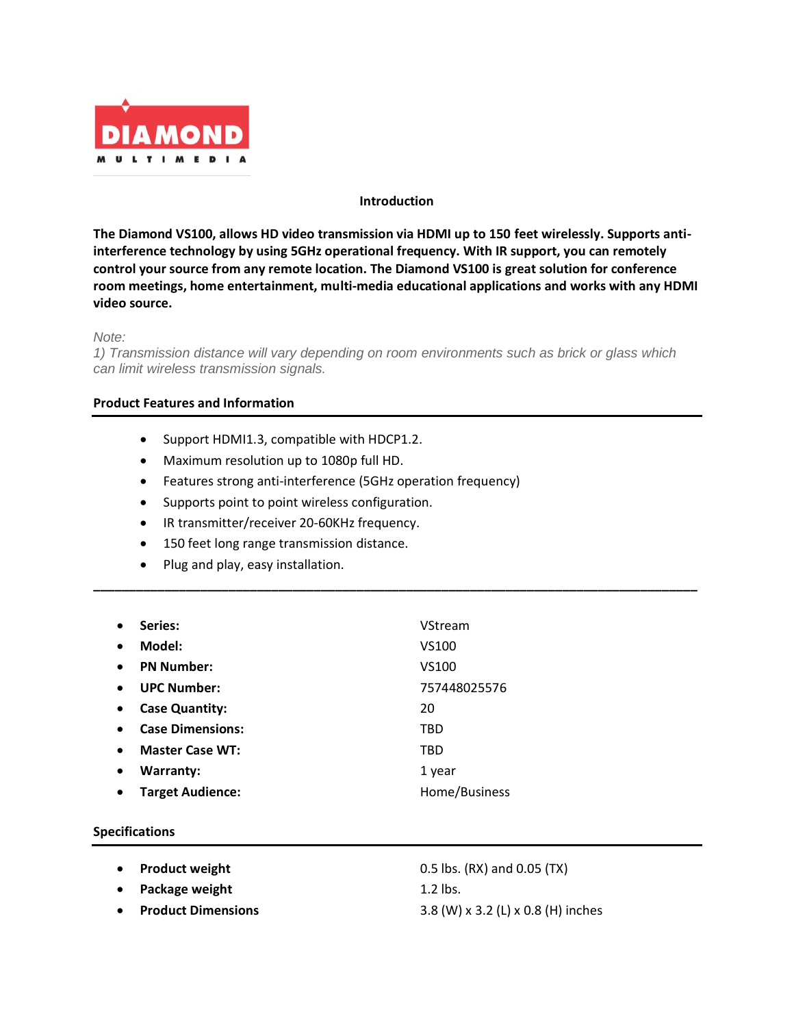DIAMOND

MULTIMEDIA

## Introduction

**The Diamond VS100, allows HD video transmission via HDMI up to 150 feet wirelessly. Supports anti-interference technology by using 5GHz operational frequency. With IR support, you can remotely control your source from any remote location. The Diamond VS100 is great solution for conference room meetings, home entertainment, multi-media educational applications and works with any HDMI video source.**

*Note:*
*1) Transmission distance will vary depending on room environments such as brick or glass which can limit wireless transmission signals.*

## Product Features and Information

- Support HDMI1.3, compatible with HDCP1.2.
- Maximum resolution up to 1080p full HD.
- Features strong anti-interference (5GHz operation frequency)
- Supports point to point wireless configuration.
- IR transmitter/receiver 20-60KHz frequency.
- 150 feet long range transmission distance.
- Plug and play, easy installation.

---

- **Series:** VStream
- **Model:** VS100
- **PN Number:** VS100
- **UPC Number:** 757448025576
- **Case Quantity:** 20
- **Case Dimensions:** TBD
- **Master Case WT:** TBD
- **Warranty:** 1 year
- **Target Audience:** Home/Business

## Specifications

- **Product weight** 0.5 lbs. (RX) and 0.05 (TX)
- **Package weight** 1.2 lbs.
- **Product Dimensions** 3.8 (W) x 3.2 (L) x 0.8 (H) inches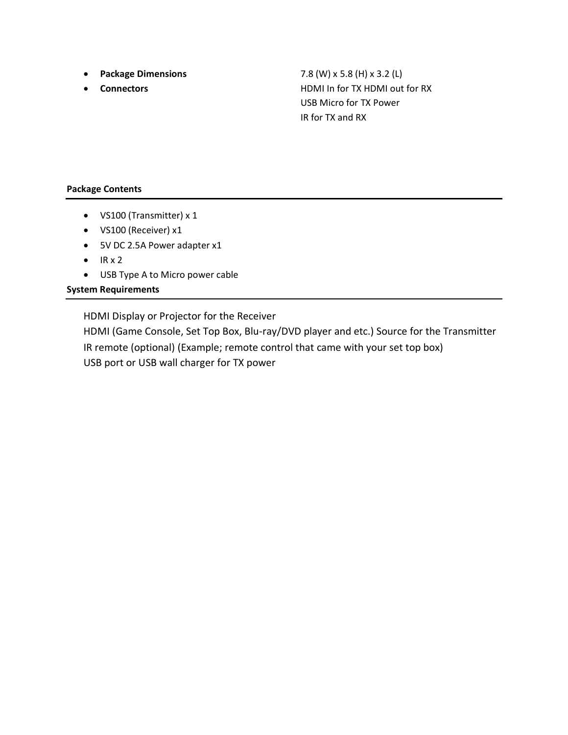- **Package Dimensions** 7.8 (W) x 5.8 (H) x 3.2 (L)
- **Connectors** HDMI In for TX HDMI out for RX
  USB Micro for TX Power
  IR for TX and RX

**Package Contents**

- VS100 (Transmitter) x 1
- VS100 (Receiver) x1
- 5V DC 2.5A Power adapter x1
- IR x 2
- USB Type A to Micro power cable

**System Requirements**

HDMI Display or Projector for the Receiver
HDMI (Game Console, Set Top Box, Blu-ray/DVD player and etc.) Source for the Transmitter
IR remote (optional) (Example; remote control that came with your set top box)
USB port or USB wall charger for TX power